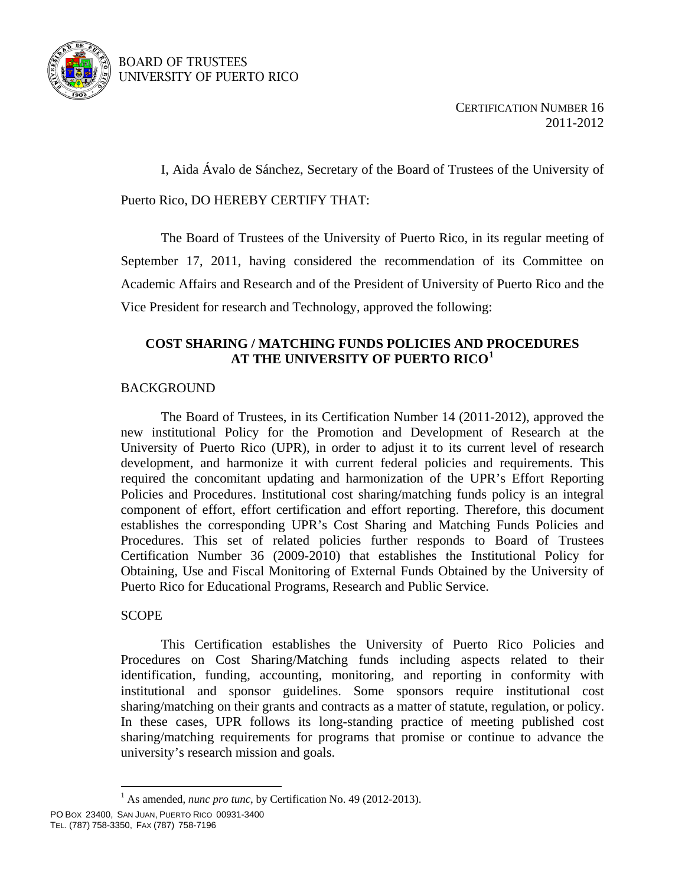BOARD OF TRUSTEES
UNIVERSITY OF PUERTO RICO

CERTIFICATION NUMBER 16
2011-2012

I, Aida Ávalo de Sánchez, Secretary of the Board of Trustees of the University of Puerto Rico, DO HEREBY CERTIFY THAT:

The Board of Trustees of the University of Puerto Rico, in its regular meeting of September 17, 2011, having considered the recommendation of its Committee on Academic Affairs and Research and of the President of University of Puerto Rico and the Vice President for research and Technology, approved the following:

## COST SHARING / MATCHING FUNDS POLICIES AND PROCEDURES AT THE UNIVERSITY OF PUERTO RICO[1]

### BACKGROUND

The Board of Trustees, in its Certification Number 14 (2011-2012), approved the new institutional Policy for the Promotion and Development of Research at the University of Puerto Rico (UPR), in order to adjust it to its current level of research development, and harmonize it with current federal policies and requirements. This required the concomitant updating and harmonization of the UPR's Effort Reporting Policies and Procedures. Institutional cost sharing/matching funds policy is an integral component of effort, effort certification and effort reporting. Therefore, this document establishes the corresponding UPR's Cost Sharing and Matching Funds Policies and Procedures. This set of related policies further responds to Board of Trustees Certification Number 36 (2009-2010) that establishes the Institutional Policy for Obtaining, Use and Fiscal Monitoring of External Funds Obtained by the University of Puerto Rico for Educational Programs, Research and Public Service.

### SCOPE

This Certification establishes the University of Puerto Rico Policies and Procedures on Cost Sharing/Matching funds including aspects related to their identification, funding, accounting, monitoring, and reporting in conformity with institutional and sponsor guidelines. Some sponsors require institutional cost sharing/matching on their grants and contracts as a matter of statute, regulation, or policy. In these cases, UPR follows its long-standing practice of meeting published cost sharing/matching requirements for programs that promise or continue to advance the university's research mission and goals.

[1] As amended, *nunc pro tunc*, by Certification No. 49 (2012-2013).

PO BOX 23400, SAN JUAN, PUERTO RICO 00931-3400
TEL. (787) 758-3350, FAX (787) 758-7196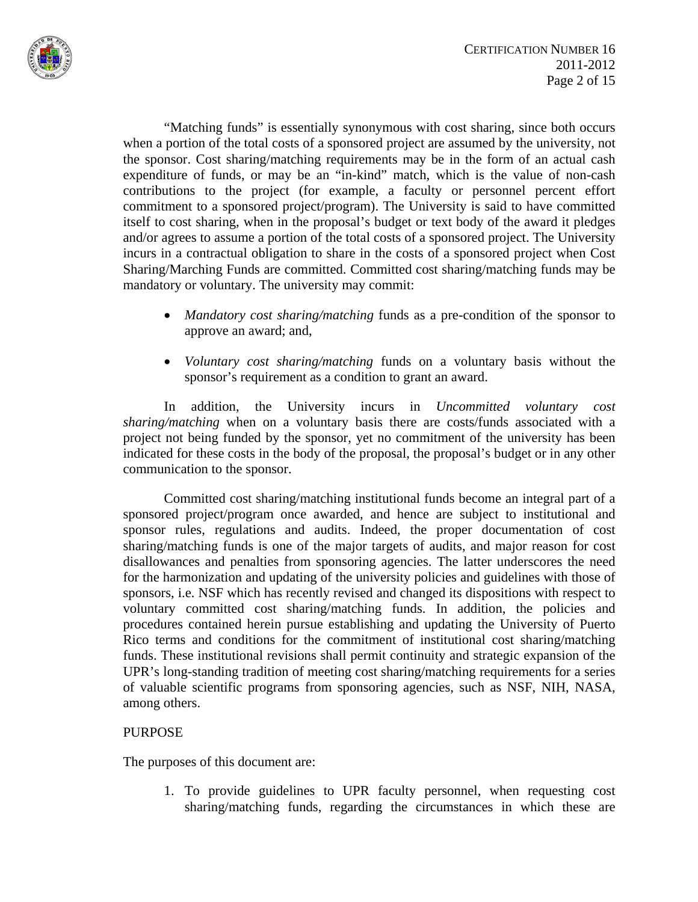"Matching funds" is essentially synonymous with cost sharing, since both occurs when a portion of the total costs of a sponsored project are assumed by the university, not the sponsor. Cost sharing/matching requirements may be in the form of an actual cash expenditure of funds, or may be an "in-kind" match, which is the value of non-cash contributions to the project (for example, a faculty or personnel percent effort commitment to a sponsored project/program). The University is said to have committed itself to cost sharing, when in the proposal's budget or text body of the award it pledges and/or agrees to assume a portion of the total costs of a sponsored project. The University incurs in a contractual obligation to share in the costs of a sponsored project when Cost Sharing/Marching Funds are committed. Committed cost sharing/matching funds may be mandatory or voluntary. The university may commit:

- *Mandatory cost sharing/matching* funds as a pre-condition of the sponsor to approve an award; and,
- *Voluntary cost sharing/matching* funds on a voluntary basis without the sponsor's requirement as a condition to grant an award.

In addition, the University incurs in *Uncommitted voluntary cost sharing/matching* when on a voluntary basis there are costs/funds associated with a project not being funded by the sponsor, yet no commitment of the university has been indicated for these costs in the body of the proposal, the proposal's budget or in any other communication to the sponsor.

Committed cost sharing/matching institutional funds become an integral part of a sponsored project/program once awarded, and hence are subject to institutional and sponsor rules, regulations and audits. Indeed, the proper documentation of cost sharing/matching funds is one of the major targets of audits, and major reason for cost disallowances and penalties from sponsoring agencies. The latter underscores the need for the harmonization and updating of the university policies and guidelines with those of sponsors, i.e. NSF which has recently revised and changed its dispositions with respect to voluntary committed cost sharing/matching funds. In addition, the policies and procedures contained herein pursue establishing and updating the University of Puerto Rico terms and conditions for the commitment of institutional cost sharing/matching funds. These institutional revisions shall permit continuity and strategic expansion of the UPR's long-standing tradition of meeting cost sharing/matching requirements for a series of valuable scientific programs from sponsoring agencies, such as NSF, NIH, NASA, among others.

## PURPOSE

The purposes of this document are:

1. To provide guidelines to UPR faculty personnel, when requesting cost sharing/matching funds, regarding the circumstances in which these are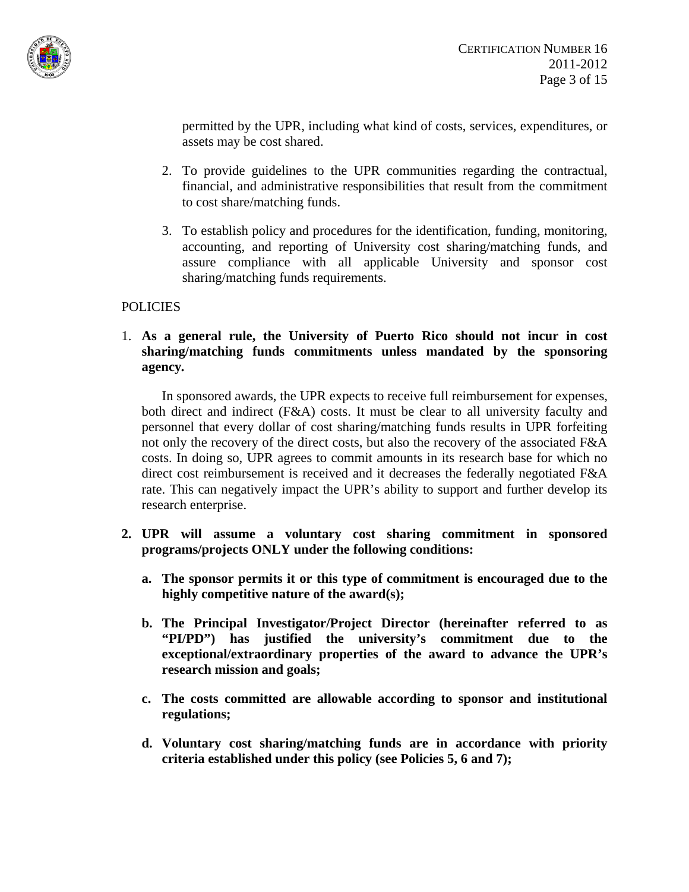permitted by the UPR, including what kind of costs, services, expenditures, or assets may be cost shared.

2. To provide guidelines to the UPR communities regarding the contractual, financial, and administrative responsibilities that result from the commitment to cost share/matching funds.

3. To establish policy and procedures for the identification, funding, monitoring, accounting, and reporting of University cost sharing/matching funds, and assure compliance with all applicable University and sponsor cost sharing/matching funds requirements.

POLICIES

1. **As a general rule, the University of Puerto Rico should not incur in cost sharing/matching funds commitments unless mandated by the sponsoring agency.**

   In sponsored awards, the UPR expects to receive full reimbursement for expenses, both direct and indirect (F&A) costs. It must be clear to all university faculty and personnel that every dollar of cost sharing/matching funds results in UPR forfeiting not only the recovery of the direct costs, but also the recovery of the associated F&A costs. In doing so, UPR agrees to commit amounts in its research base for which no direct cost reimbursement is received and it decreases the federally negotiated F&A rate. This can negatively impact the UPR's ability to support and further develop its research enterprise.

2. **UPR will assume a voluntary cost sharing commitment in sponsored programs/projects ONLY under the following conditions:**

   a. **The sponsor permits it or this type of commitment is encouraged due to the highly competitive nature of the award(s);**

   b. **The Principal Investigator/Project Director (hereinafter referred to as "PI/PD") has justified the university's commitment due to the exceptional/extraordinary properties of the award to advance the UPR's research mission and goals;**

   c. **The costs committed are allowable according to sponsor and institutional regulations;**

   d. **Voluntary cost sharing/matching funds are in accordance with priority criteria established under this policy (see Policies 5, 6 and 7);**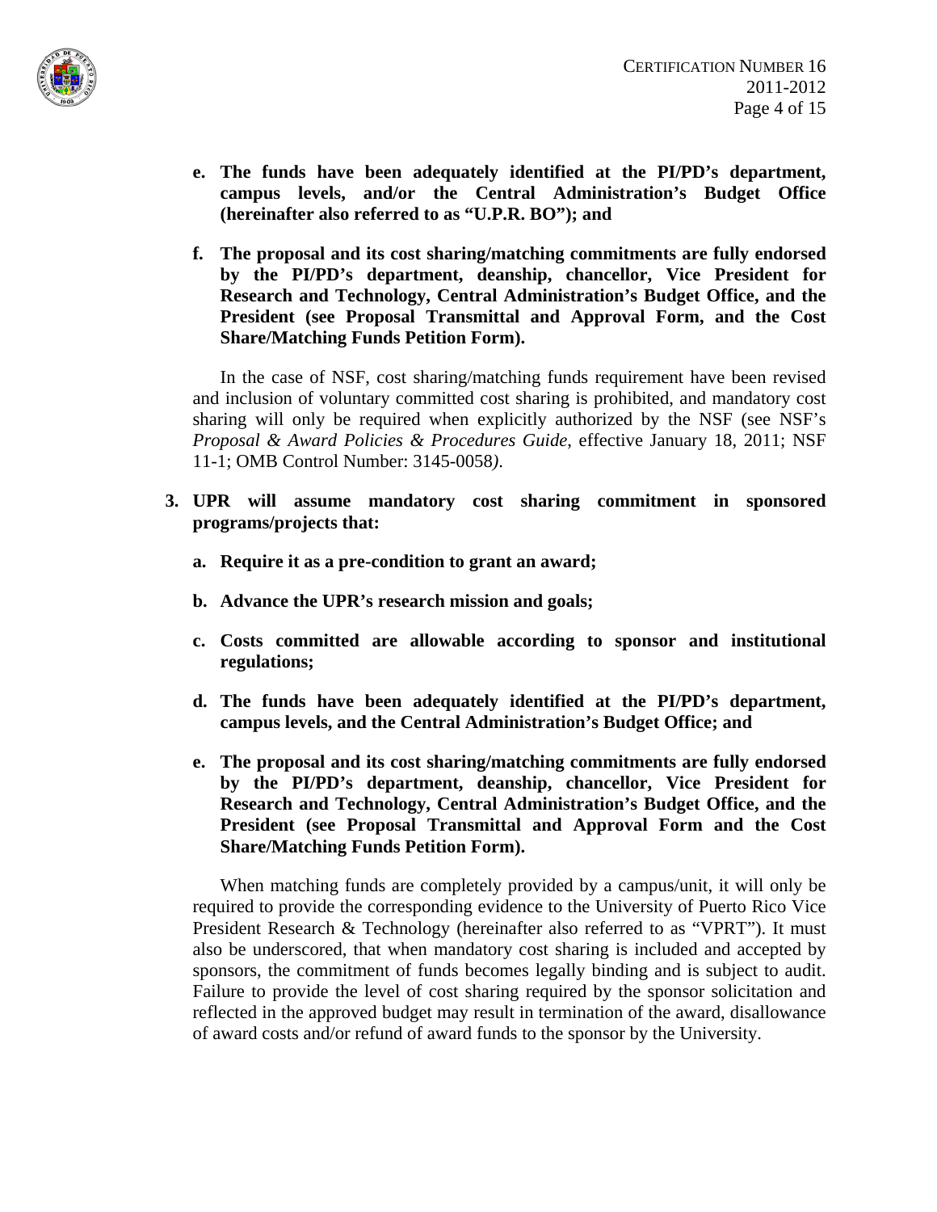e. **The funds have been adequately identified at the PI/PD's department, campus levels, and/or the Central Administration's Budget Office (hereinafter also referred to as "U.P.R. BO"); and**

f. **The proposal and its cost sharing/matching commitments are fully endorsed by the PI/PD's department, deanship, chancellor, Vice President for Research and Technology, Central Administration's Budget Office, and the President (see Proposal Transmittal and Approval Form, and the Cost Share/Matching Funds Petition Form).**

In the case of NSF, cost sharing/matching funds requirement have been revised and inclusion of voluntary committed cost sharing is prohibited, and mandatory cost sharing will only be required when explicitly authorized by the NSF (see NSF's *Proposal & Award Policies & Procedures Guide*, effective January 18, 2011; NSF 11-1; OMB Control Number: 3145-0058*)*.

3. **UPR will assume mandatory cost sharing commitment in sponsored programs/projects that:**

   a. **Require it as a pre-condition to grant an award;**

   b. **Advance the UPR's research mission and goals;**

   c. **Costs committed are allowable according to sponsor and institutional regulations;**

   d. **The funds have been adequately identified at the PI/PD's department, campus levels, and the Central Administration's Budget Office; and**

   e. **The proposal and its cost sharing/matching commitments are fully endorsed by the PI/PD's department, deanship, chancellor, Vice President for Research and Technology, Central Administration's Budget Office, and the President (see Proposal Transmittal and Approval Form and the Cost Share/Matching Funds Petition Form).**

When matching funds are completely provided by a campus/unit, it will only be required to provide the corresponding evidence to the University of Puerto Rico Vice President Research & Technology (hereinafter also referred to as "VPRT"). It must also be underscored, that when mandatory cost sharing is included and accepted by sponsors, the commitment of funds becomes legally binding and is subject to audit. Failure to provide the level of cost sharing required by the sponsor solicitation and reflected in the approved budget may result in termination of the award, disallowance of award costs and/or refund of award funds to the sponsor by the University.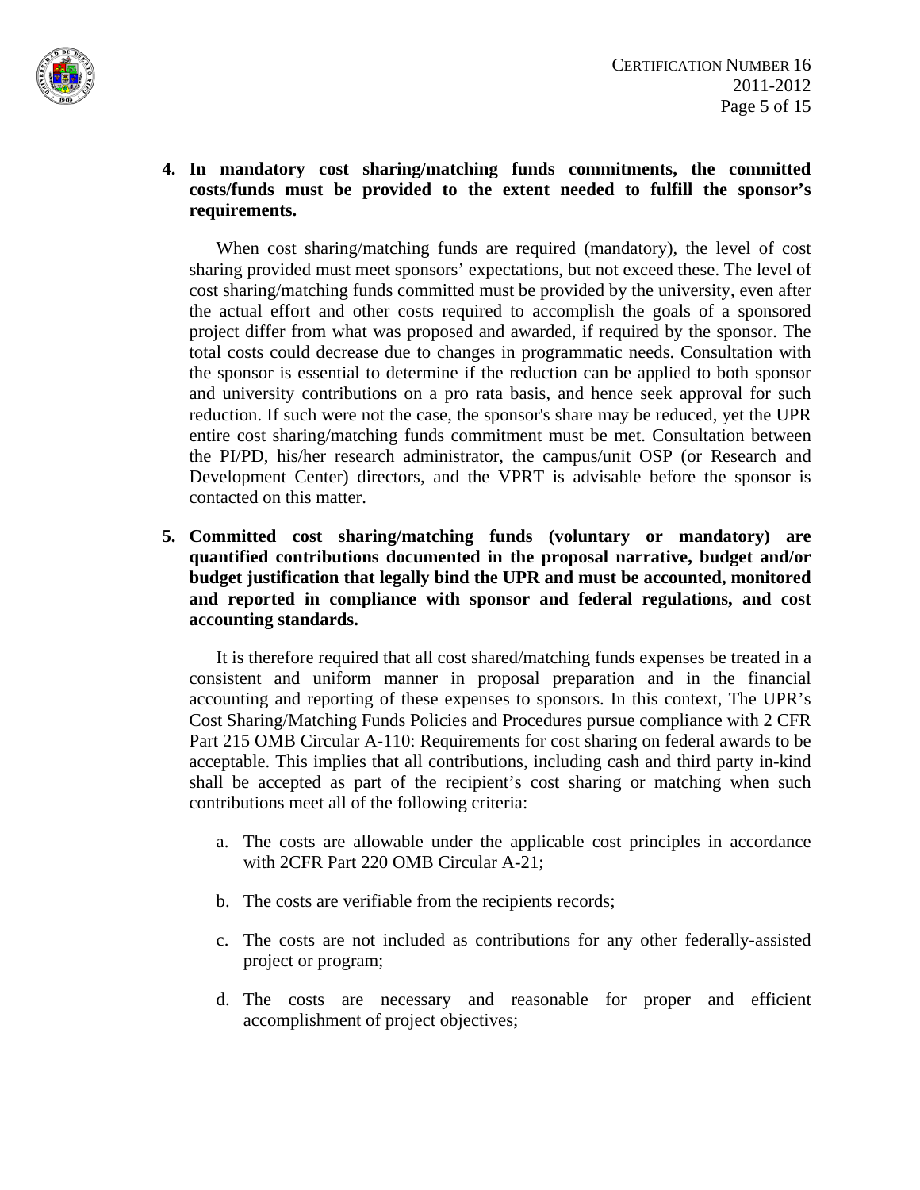**4. In mandatory cost sharing/matching funds commitments, the committed costs/funds must be provided to the extent needed to fulfill the sponsor's requirements.**

When cost sharing/matching funds are required (mandatory), the level of cost sharing provided must meet sponsors' expectations, but not exceed these. The level of cost sharing/matching funds committed must be provided by the university, even after the actual effort and other costs required to accomplish the goals of a sponsored project differ from what was proposed and awarded, if required by the sponsor. The total costs could decrease due to changes in programmatic needs. Consultation with the sponsor is essential to determine if the reduction can be applied to both sponsor and university contributions on a pro rata basis, and hence seek approval for such reduction. If such were not the case, the sponsor's share may be reduced, yet the UPR entire cost sharing/matching funds commitment must be met. Consultation between the PI/PD, his/her research administrator, the campus/unit OSP (or Research and Development Center) directors, and the VPRT is advisable before the sponsor is contacted on this matter.

**5. Committed cost sharing/matching funds (voluntary or mandatory) are quantified contributions documented in the proposal narrative, budget and/or budget justification that legally bind the UPR and must be accounted, monitored and reported in compliance with sponsor and federal regulations, and cost accounting standards.**

It is therefore required that all cost shared/matching funds expenses be treated in a consistent and uniform manner in proposal preparation and in the financial accounting and reporting of these expenses to sponsors. In this context, The UPR's Cost Sharing/Matching Funds Policies and Procedures pursue compliance with 2 CFR Part 215 OMB Circular A-110: Requirements for cost sharing on federal awards to be acceptable. This implies that all contributions, including cash and third party in-kind shall be accepted as part of the recipient's cost sharing or matching when such contributions meet all of the following criteria:

a. The costs are allowable under the applicable cost principles in accordance with 2CFR Part 220 OMB Circular A-21;

b. The costs are verifiable from the recipients records;

c. The costs are not included as contributions for any other federally-assisted project or program;

d. The costs are necessary and reasonable for proper and efficient accomplishment of project objectives;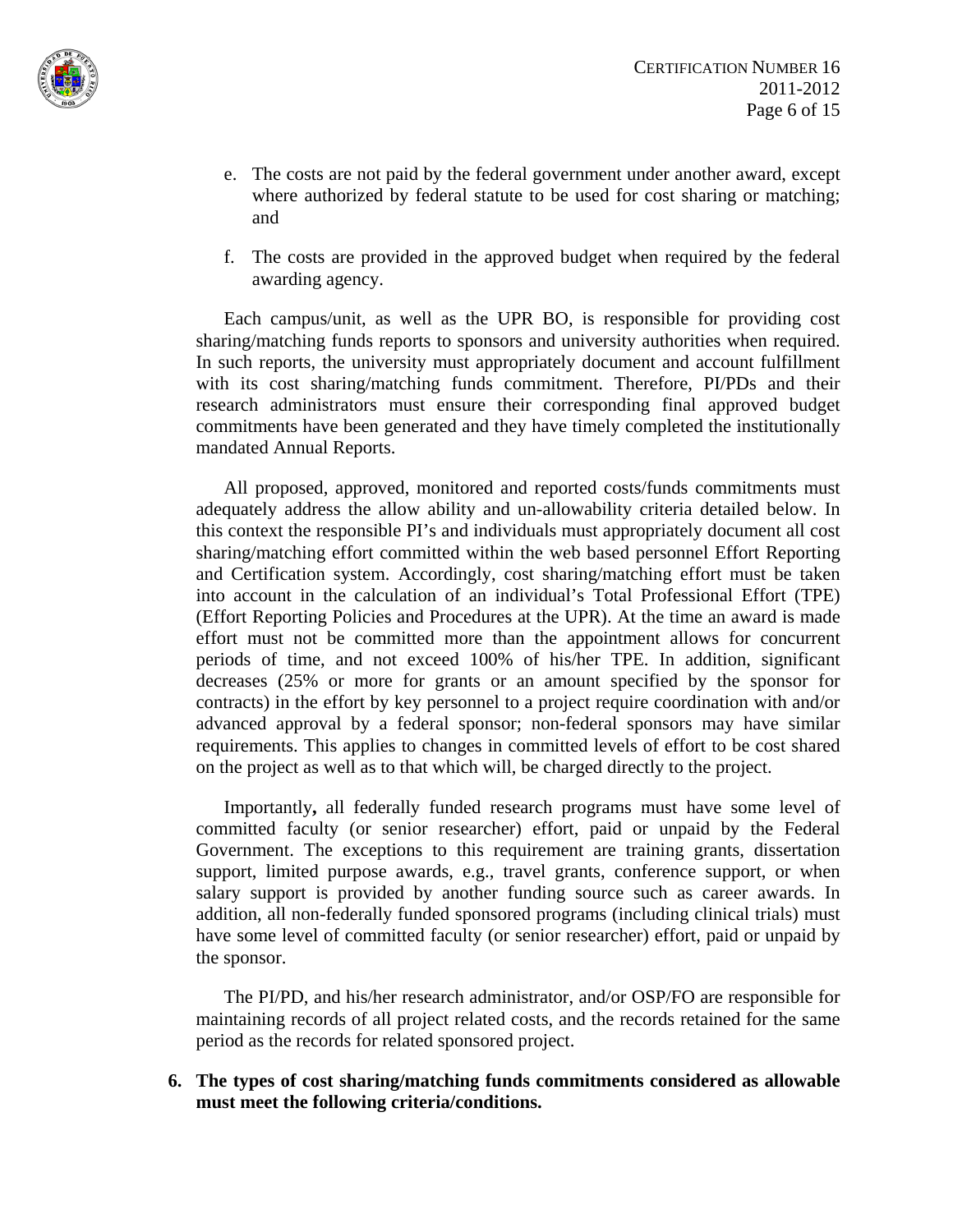e. The costs are not paid by the federal government under another award, except where authorized by federal statute to be used for cost sharing or matching; and

f. The costs are provided in the approved budget when required by the federal awarding agency.

Each campus/unit, as well as the UPR BO, is responsible for providing cost sharing/matching funds reports to sponsors and university authorities when required. In such reports, the university must appropriately document and account fulfillment with its cost sharing/matching funds commitment. Therefore, PI/PDs and their research administrators must ensure their corresponding final approved budget commitments have been generated and they have timely completed the institutionally mandated Annual Reports.

All proposed, approved, monitored and reported costs/funds commitments must adequately address the allow ability and un-allowability criteria detailed below. In this context the responsible PI's and individuals must appropriately document all cost sharing/matching effort committed within the web based personnel Effort Reporting and Certification system. Accordingly, cost sharing/matching effort must be taken into account in the calculation of an individual's Total Professional Effort (TPE) (Effort Reporting Policies and Procedures at the UPR). At the time an award is made effort must not be committed more than the appointment allows for concurrent periods of time, and not exceed 100% of his/her TPE. In addition, significant decreases (25% or more for grants or an amount specified by the sponsor for contracts) in the effort by key personnel to a project require coordination with and/or advanced approval by a federal sponsor; non-federal sponsors may have similar requirements. This applies to changes in committed levels of effort to be cost shared on the project as well as to that which will, be charged directly to the project.

Importantly**,** all federally funded research programs must have some level of committed faculty (or senior researcher) effort, paid or unpaid by the Federal Government. The exceptions to this requirement are training grants, dissertation support, limited purpose awards, e.g., travel grants, conference support, or when salary support is provided by another funding source such as career awards. In addition, all non-federally funded sponsored programs (including clinical trials) must have some level of committed faculty (or senior researcher) effort, paid or unpaid by the sponsor.

The PI/PD, and his/her research administrator, and/or OSP/FO are responsible for maintaining records of all project related costs, and the records retained for the same period as the records for related sponsored project.

**6. The types of cost sharing/matching funds commitments considered as allowable must meet the following criteria/conditions.**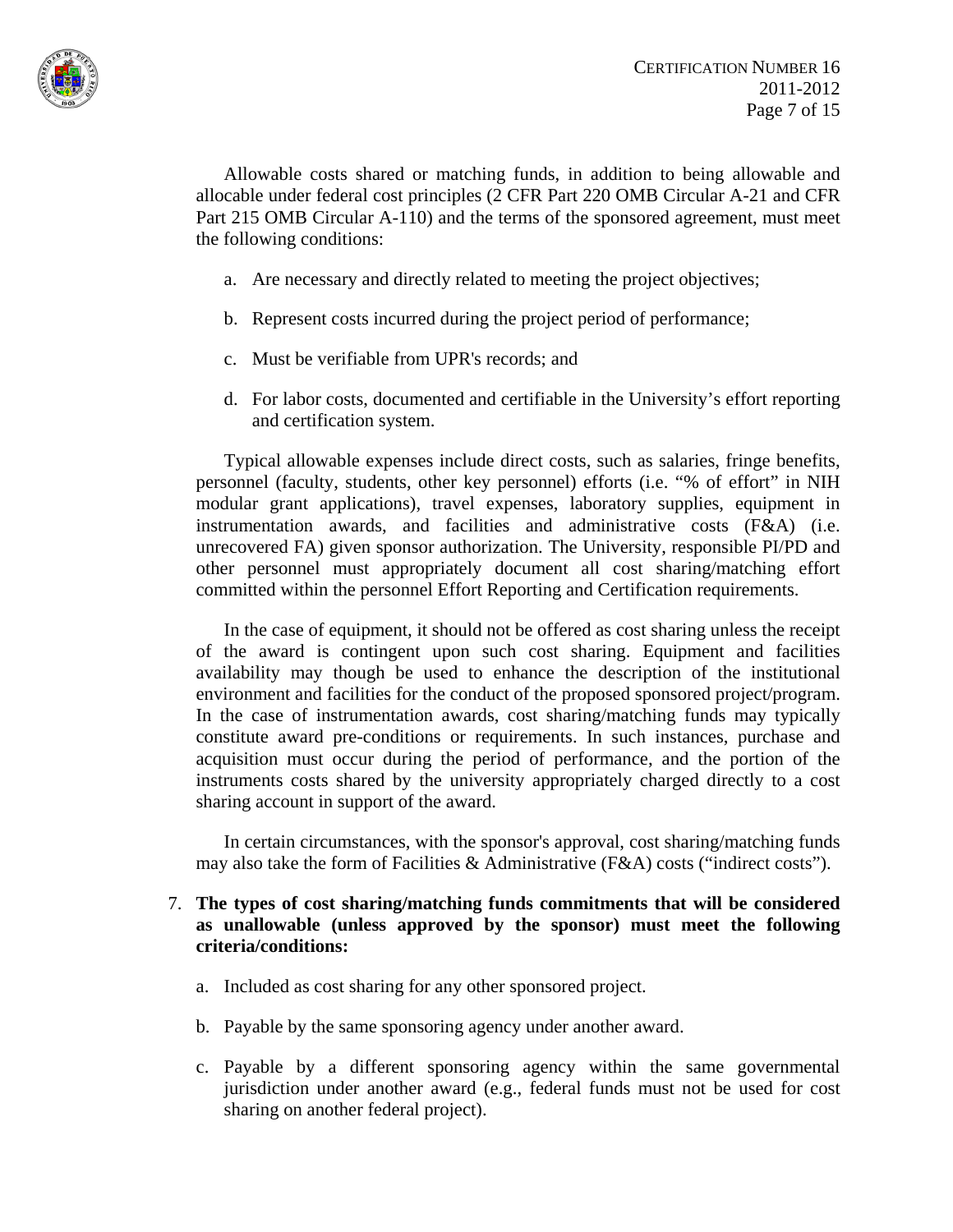Allowable costs shared or matching funds, in addition to being allowable and allocable under federal cost principles (2 CFR Part 220 OMB Circular A-21 and CFR Part 215 OMB Circular A-110) and the terms of the sponsored agreement, must meet the following conditions:

a. Are necessary and directly related to meeting the project objectives;

b. Represent costs incurred during the project period of performance;

c. Must be verifiable from UPR's records; and

d. For labor costs, documented and certifiable in the University's effort reporting and certification system.

Typical allowable expenses include direct costs, such as salaries, fringe benefits, personnel (faculty, students, other key personnel) efforts (i.e. "% of effort" in NIH modular grant applications), travel expenses, laboratory supplies, equipment in instrumentation awards, and facilities and administrative costs (F&A) (i.e. unrecovered FA) given sponsor authorization. The University, responsible PI/PD and other personnel must appropriately document all cost sharing/matching effort committed within the personnel Effort Reporting and Certification requirements.

In the case of equipment, it should not be offered as cost sharing unless the receipt of the award is contingent upon such cost sharing. Equipment and facilities availability may though be used to enhance the description of the institutional environment and facilities for the conduct of the proposed sponsored project/program. In the case of instrumentation awards, cost sharing/matching funds may typically constitute award pre-conditions or requirements. In such instances, purchase and acquisition must occur during the period of performance, and the portion of the instruments costs shared by the university appropriately charged directly to a cost sharing account in support of the award.

In certain circumstances, with the sponsor's approval, cost sharing/matching funds may also take the form of Facilities & Administrative (F&A) costs ("indirect costs").

7. **The types of cost sharing/matching funds commitments that will be considered as unallowable (unless approved by the sponsor) must meet the following criteria/conditions:**

   a. Included as cost sharing for any other sponsored project.

   b. Payable by the same sponsoring agency under another award.

   c. Payable by a different sponsoring agency within the same governmental jurisdiction under another award (e.g., federal funds must not be used for cost sharing on another federal project).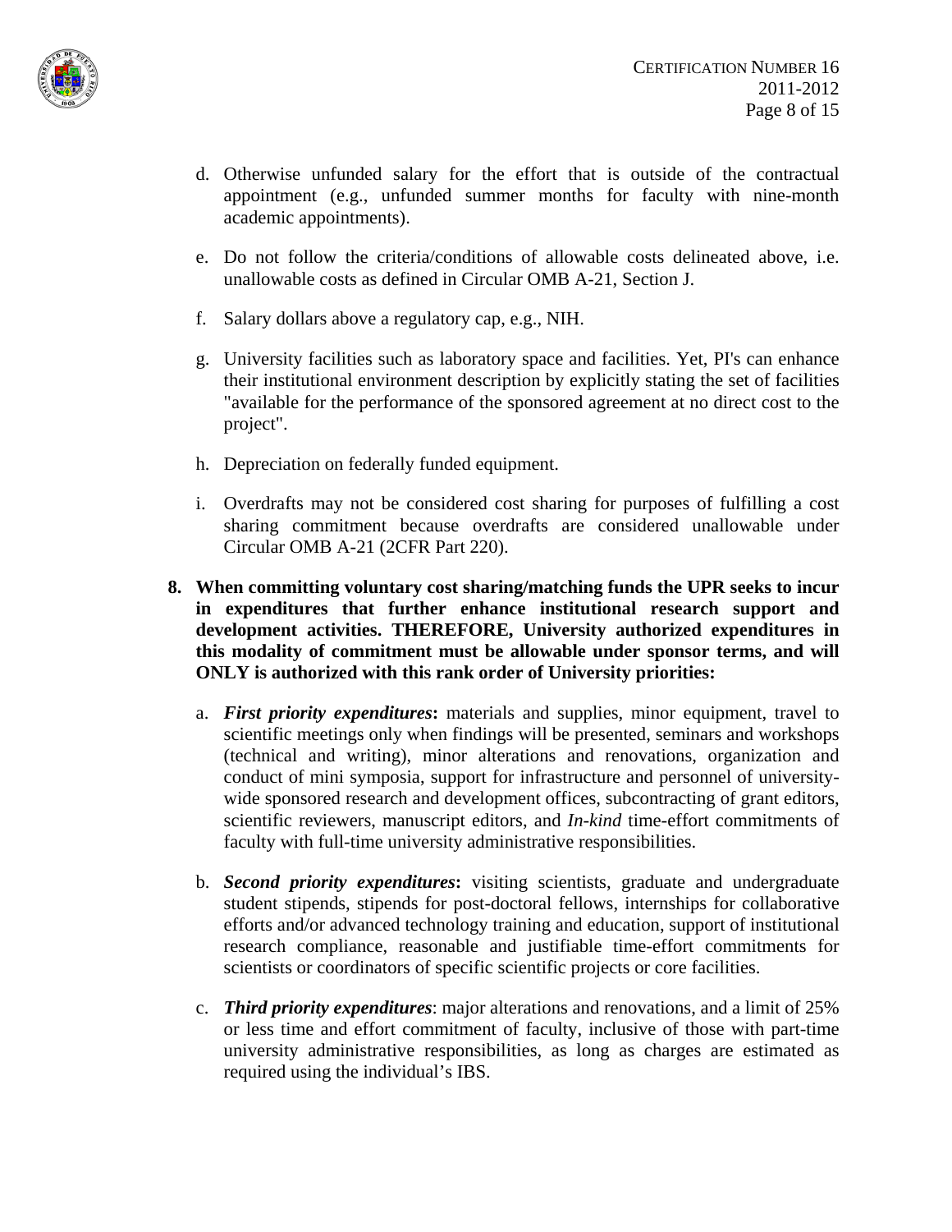d. Otherwise unfunded salary for the effort that is outside of the contractual appointment (e.g., unfunded summer months for faculty with nine-month academic appointments).

e. Do not follow the criteria/conditions of allowable costs delineated above, i.e. unallowable costs as defined in Circular OMB A-21, Section J.

f. Salary dollars above a regulatory cap, e.g., NIH.

g. University facilities such as laboratory space and facilities. Yet, PI's can enhance their institutional environment description by explicitly stating the set of facilities "available for the performance of the sponsored agreement at no direct cost to the project".

h. Depreciation on federally funded equipment.

i. Overdrafts may not be considered cost sharing for purposes of fulfilling a cost sharing commitment because overdrafts are considered unallowable under Circular OMB A-21 (2CFR Part 220).

**8. When committing voluntary cost sharing/matching funds the UPR seeks to incur in expenditures that further enhance institutional research support and development activities. THEREFORE, University authorized expenditures in this modality of commitment must be allowable under sponsor terms, and will ONLY is authorized with this rank order of University priorities:**

a. ***First priority expenditures*:** materials and supplies, minor equipment, travel to scientific meetings only when findings will be presented, seminars and workshops (technical and writing), minor alterations and renovations, organization and conduct of mini symposia, support for infrastructure and personnel of university-wide sponsored research and development offices, subcontracting of grant editors, scientific reviewers, manuscript editors, and *In-kind* time-effort commitments of faculty with full-time university administrative responsibilities.

b. ***Second priority expenditures*:** visiting scientists, graduate and undergraduate student stipends, stipends for post-doctoral fellows, internships for collaborative efforts and/or advanced technology training and education, support of institutional research compliance, reasonable and justifiable time-effort commitments for scientists or coordinators of specific scientific projects or core facilities.

c. ***Third priority expenditures***: major alterations and renovations, and a limit of 25% or less time and effort commitment of faculty, inclusive of those with part-time university administrative responsibilities, as long as charges are estimated as required using the individual's IBS.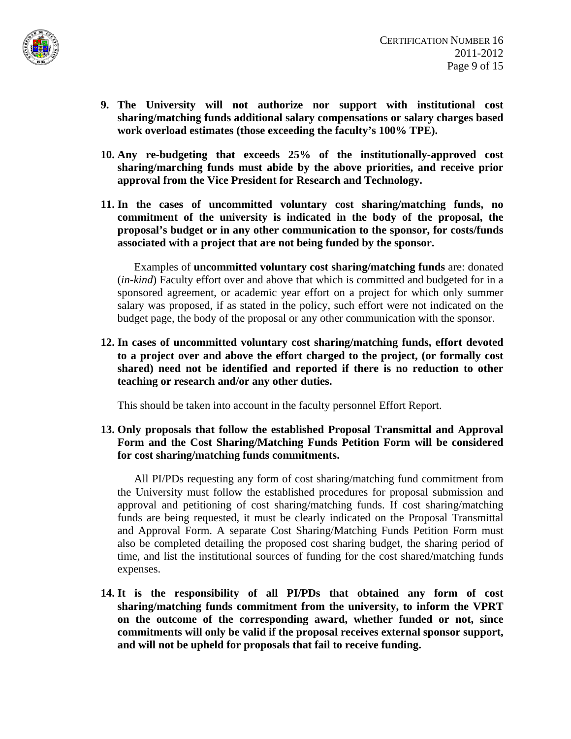9. **The University will not authorize nor support with institutional cost sharing/matching funds additional salary compensations or salary charges based work overload estimates (those exceeding the faculty's 100% TPE).**

10. **Any re-budgeting that exceeds 25% of the institutionally-approved cost sharing/marching funds must abide by the above priorities, and receive prior approval from the Vice President for Research and Technology.**

11. **In the cases of uncommitted voluntary cost sharing/matching funds, no commitment of the university is indicated in the body of the proposal, the proposal's budget or in any other communication to the sponsor, for costs/funds associated with a project that are not being funded by the sponsor.**

    Examples of **uncommitted voluntary cost sharing/matching funds** are: donated (*in-kind*) Faculty effort over and above that which is committed and budgeted for in a sponsored agreement, or academic year effort on a project for which only summer salary was proposed, if as stated in the policy, such effort were not indicated on the budget page, the body of the proposal or any other communication with the sponsor.

12. **In cases of uncommitted voluntary cost sharing/matching funds, effort devoted to a project over and above the effort charged to the project, (or formally cost shared) need not be identified and reported if there is no reduction to other teaching or research and/or any other duties.**

    This should be taken into account in the faculty personnel Effort Report.

13. **Only proposals that follow the established Proposal Transmittal and Approval Form and the Cost Sharing/Matching Funds Petition Form will be considered for cost sharing/matching funds commitments.**

    All PI/PDs requesting any form of cost sharing/matching fund commitment from the University must follow the established procedures for proposal submission and approval and petitioning of cost sharing/matching funds. If cost sharing/matching funds are being requested, it must be clearly indicated on the Proposal Transmittal and Approval Form. A separate Cost Sharing/Matching Funds Petition Form must also be completed detailing the proposed cost sharing budget, the sharing period of time, and list the institutional sources of funding for the cost shared/matching funds expenses.

14. **It is the responsibility of all PI/PDs that obtained any form of cost sharing/matching funds commitment from the university, to inform the VPRT on the outcome of the corresponding award, whether funded or not, since commitments will only be valid if the proposal receives external sponsor support, and will not be upheld for proposals that fail to receive funding.**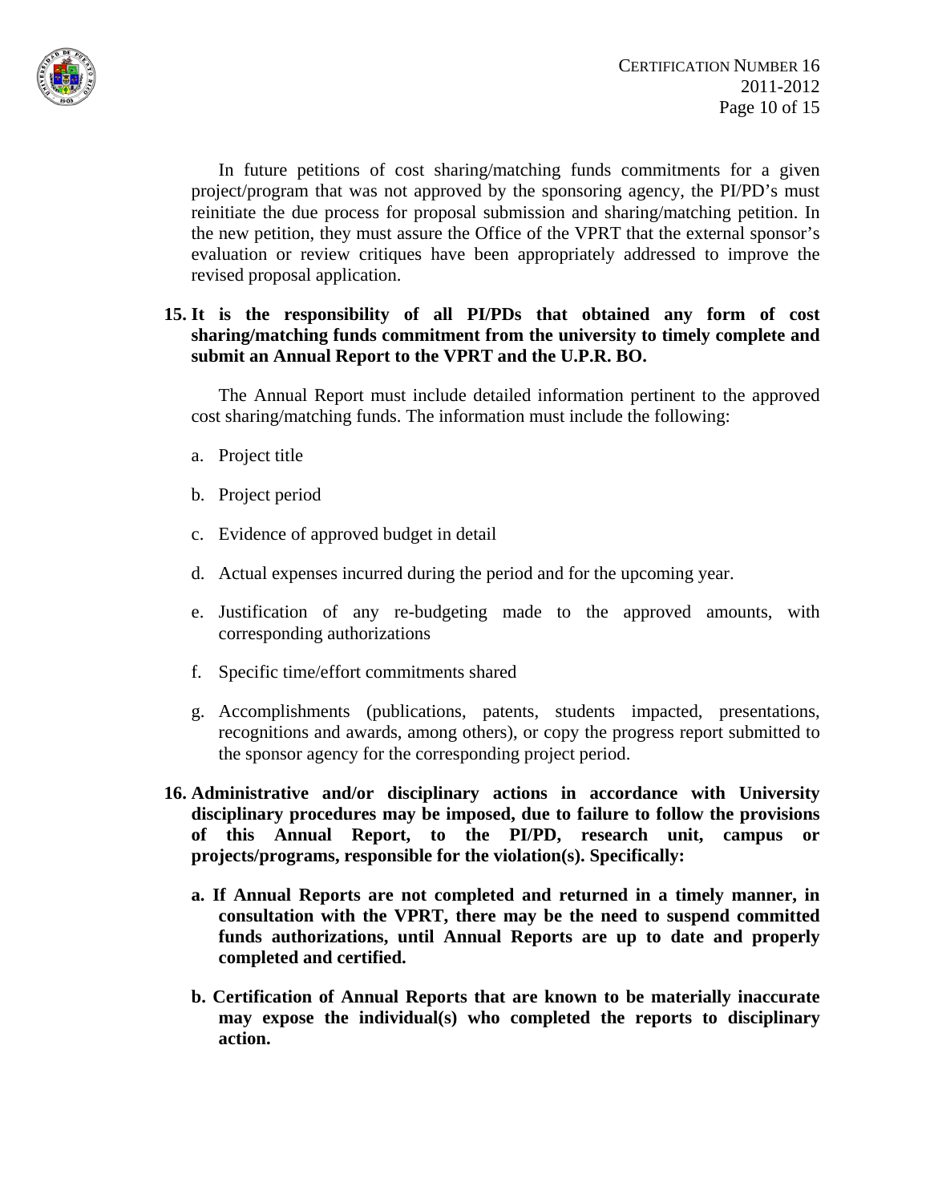In future petitions of cost sharing/matching funds commitments for a given project/program that was not approved by the sponsoring agency, the PI/PD's must reinitiate the due process for proposal submission and sharing/matching petition. In the new petition, they must assure the Office of the VPRT that the external sponsor's evaluation or review critiques have been appropriately addressed to improve the revised proposal application.

**15. It is the responsibility of all PI/PDs that obtained any form of cost sharing/matching funds commitment from the university to timely complete and submit an Annual Report to the VPRT and the U.P.R. BO.**

The Annual Report must include detailed information pertinent to the approved cost sharing/matching funds. The information must include the following:

a. Project title

b. Project period

c. Evidence of approved budget in detail

d. Actual expenses incurred during the period and for the upcoming year.

e. Justification of any re-budgeting made to the approved amounts, with corresponding authorizations

f. Specific time/effort commitments shared

g. Accomplishments (publications, patents, students impacted, presentations, recognitions and awards, among others), or copy the progress report submitted to the sponsor agency for the corresponding project period.

**16. Administrative and/or disciplinary actions in accordance with University disciplinary procedures may be imposed, due to failure to follow the provisions of this Annual Report, to the PI/PD, research unit, campus or projects/programs, responsible for the violation(s). Specifically:**

**a. If Annual Reports are not completed and returned in a timely manner, in consultation with the VPRT, there may be the need to suspend committed funds authorizations, until Annual Reports are up to date and properly completed and certified.**

**b. Certification of Annual Reports that are known to be materially inaccurate may expose the individual(s) who completed the reports to disciplinary action.**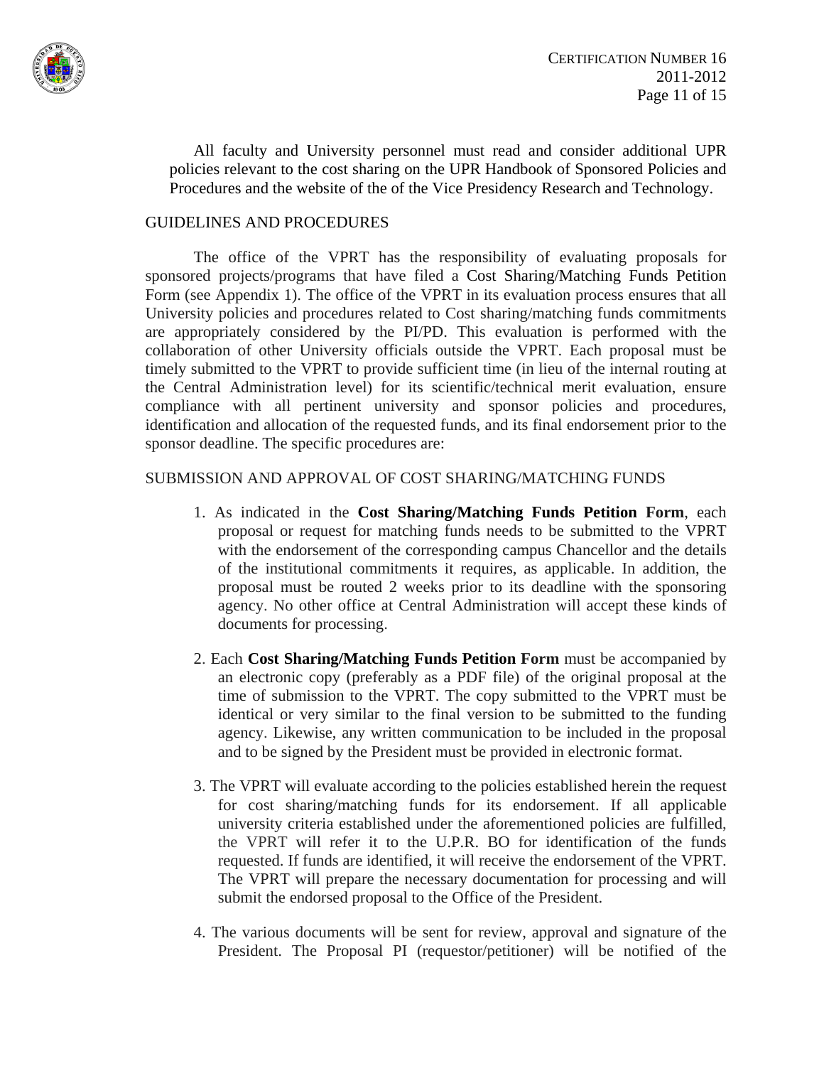All faculty and University personnel must read and consider additional UPR policies relevant to the cost sharing on the UPR Handbook of Sponsored Policies and Procedures and the website of the of the Vice Presidency Research and Technology.

## GUIDELINES AND PROCEDURES

The office of the VPRT has the responsibility of evaluating proposals for sponsored projects/programs that have filed a Cost Sharing/Matching Funds Petition Form (see Appendix 1). The office of the VPRT in its evaluation process ensures that all University policies and procedures related to Cost sharing/matching funds commitments are appropriately considered by the PI/PD. This evaluation is performed with the collaboration of other University officials outside the VPRT. Each proposal must be timely submitted to the VPRT to provide sufficient time (in lieu of the internal routing at the Central Administration level) for its scientific/technical merit evaluation, ensure compliance with all pertinent university and sponsor policies and procedures, identification and allocation of the requested funds, and its final endorsement prior to the sponsor deadline. The specific procedures are:

## SUBMISSION AND APPROVAL OF COST SHARING/MATCHING FUNDS

1. As indicated in the **Cost Sharing/Matching Funds Petition Form**, each proposal or request for matching funds needs to be submitted to the VPRT with the endorsement of the corresponding campus Chancellor and the details of the institutional commitments it requires, as applicable. In addition, the proposal must be routed 2 weeks prior to its deadline with the sponsoring agency. No other office at Central Administration will accept these kinds of documents for processing.

2. Each **Cost Sharing/Matching Funds Petition Form** must be accompanied by an electronic copy (preferably as a PDF file) of the original proposal at the time of submission to the VPRT. The copy submitted to the VPRT must be identical or very similar to the final version to be submitted to the funding agency. Likewise, any written communication to be included in the proposal and to be signed by the President must be provided in electronic format.

3. The VPRT will evaluate according to the policies established herein the request for cost sharing/matching funds for its endorsement. If all applicable university criteria established under the aforementioned policies are fulfilled, the VPRT will refer it to the U.P.R. BO for identification of the funds requested. If funds are identified, it will receive the endorsement of the VPRT. The VPRT will prepare the necessary documentation for processing and will submit the endorsed proposal to the Office of the President.

4. The various documents will be sent for review, approval and signature of the President. The Proposal PI (requestor/petitioner) will be notified of the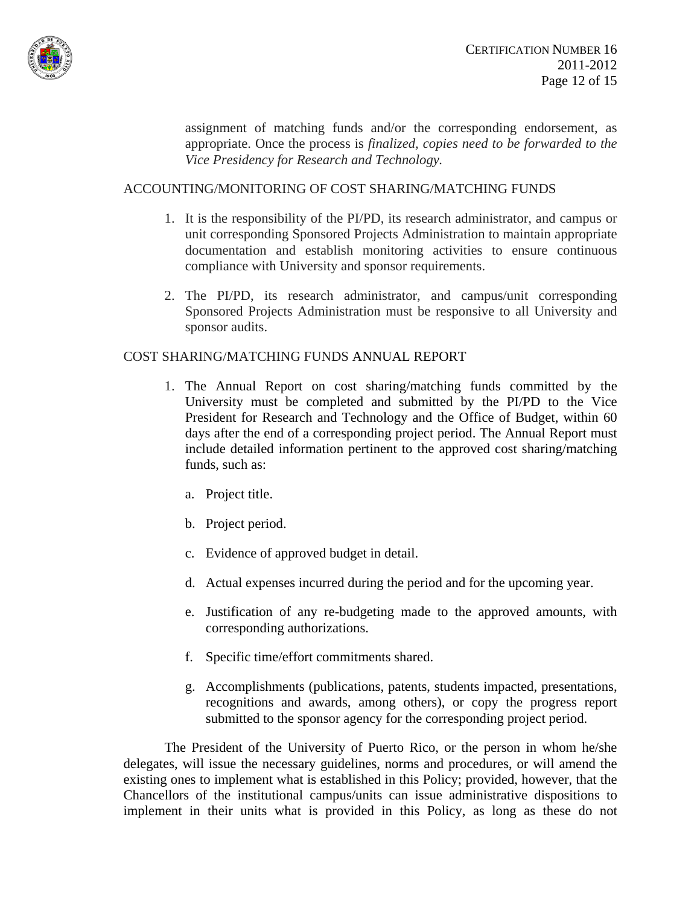assignment of matching funds and/or the corresponding endorsement, as appropriate. Once the process is *finalized, copies need to be forwarded to the Vice Presidency for Research and Technology.*

## ACCOUNTING/MONITORING OF COST SHARING/MATCHING FUNDS

1. It is the responsibility of the PI/PD, its research administrator, and campus or unit corresponding Sponsored Projects Administration to maintain appropriate documentation and establish monitoring activities to ensure continuous compliance with University and sponsor requirements.

2. The PI/PD, its research administrator, and campus/unit corresponding Sponsored Projects Administration must be responsive to all University and sponsor audits.

## COST SHARING/MATCHING FUNDS ANNUAL REPORT

1. The Annual Report on cost sharing/matching funds committed by the University must be completed and submitted by the PI/PD to the Vice President for Research and Technology and the Office of Budget, within 60 days after the end of a corresponding project period. The Annual Report must include detailed information pertinent to the approved cost sharing/matching funds, such as:

   a. Project title.

   b. Project period.

   c. Evidence of approved budget in detail.

   d. Actual expenses incurred during the period and for the upcoming year.

   e. Justification of any re-budgeting made to the approved amounts, with corresponding authorizations.

   f. Specific time/effort commitments shared.

   g. Accomplishments (publications, patents, students impacted, presentations, recognitions and awards, among others), or copy the progress report submitted to the sponsor agency for the corresponding project period.

The President of the University of Puerto Rico, or the person in whom he/she delegates, will issue the necessary guidelines, norms and procedures, or will amend the existing ones to implement what is established in this Policy; provided, however, that the Chancellors of the institutional campus/units can issue administrative dispositions to implement in their units what is provided in this Policy, as long as these do not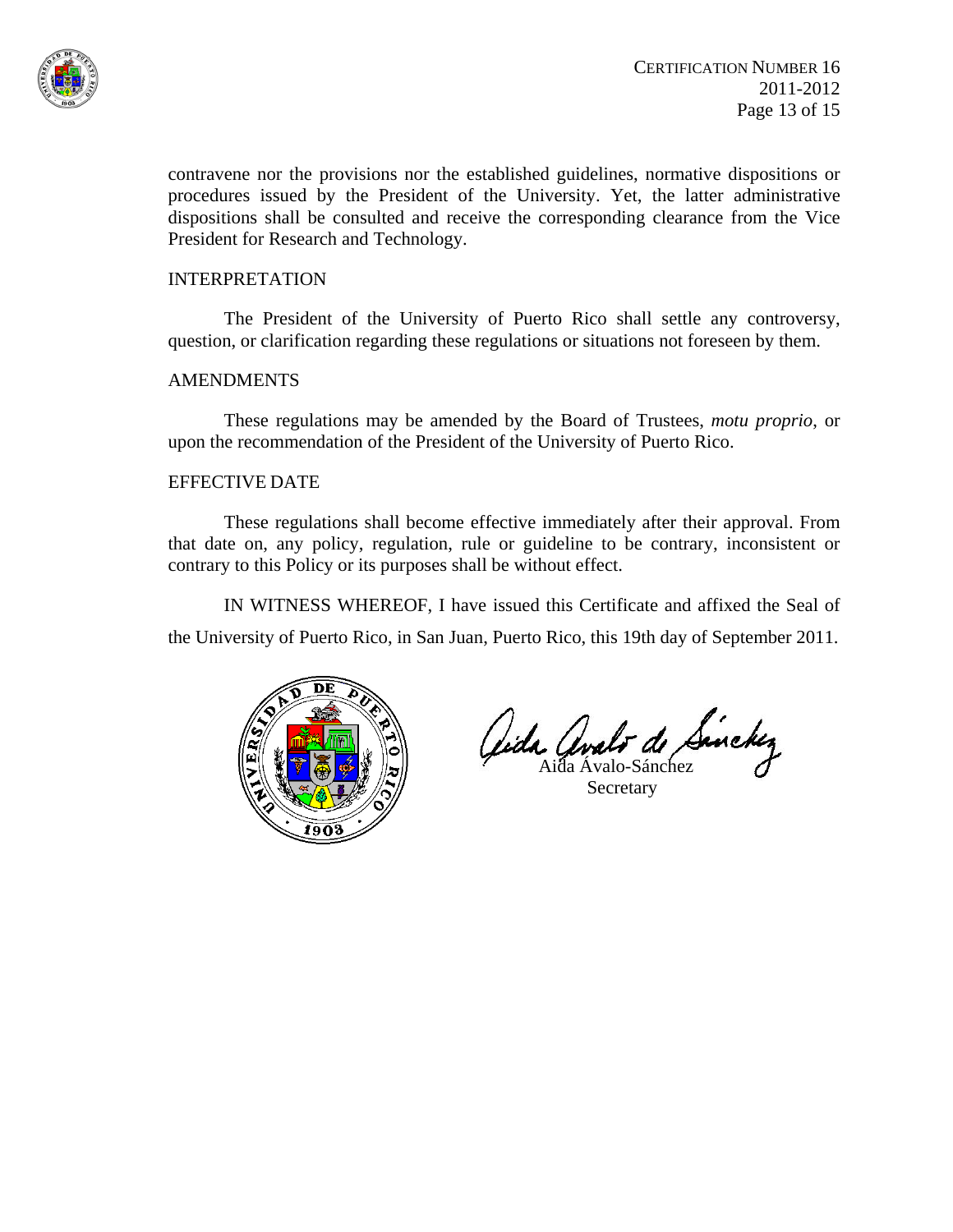contravene nor the provisions nor the established guidelines, normative dispositions or procedures issued by the President of the University. Yet, the latter administrative dispositions shall be consulted and receive the corresponding clearance from the Vice President for Research and Technology.

## INTERPRETATION

The President of the University of Puerto Rico shall settle any controversy, question, or clarification regarding these regulations or situations not foreseen by them.

## AMENDMENTS

These regulations may be amended by the Board of Trustees, *motu proprio*, or upon the recommendation of the President of the University of Puerto Rico.

## EFFECTIVE DATE

These regulations shall become effective immediately after their approval. From that date on, any policy, regulation, rule or guideline to be contrary, inconsistent or contrary to this Policy or its purposes shall be without effect.

IN WITNESS WHEREOF, I have issued this Certificate and affixed the Seal of the University of Puerto Rico, in San Juan, Puerto Rico, this 19th day of September 2011.

Aida Ávalo-Sánchez
Secretary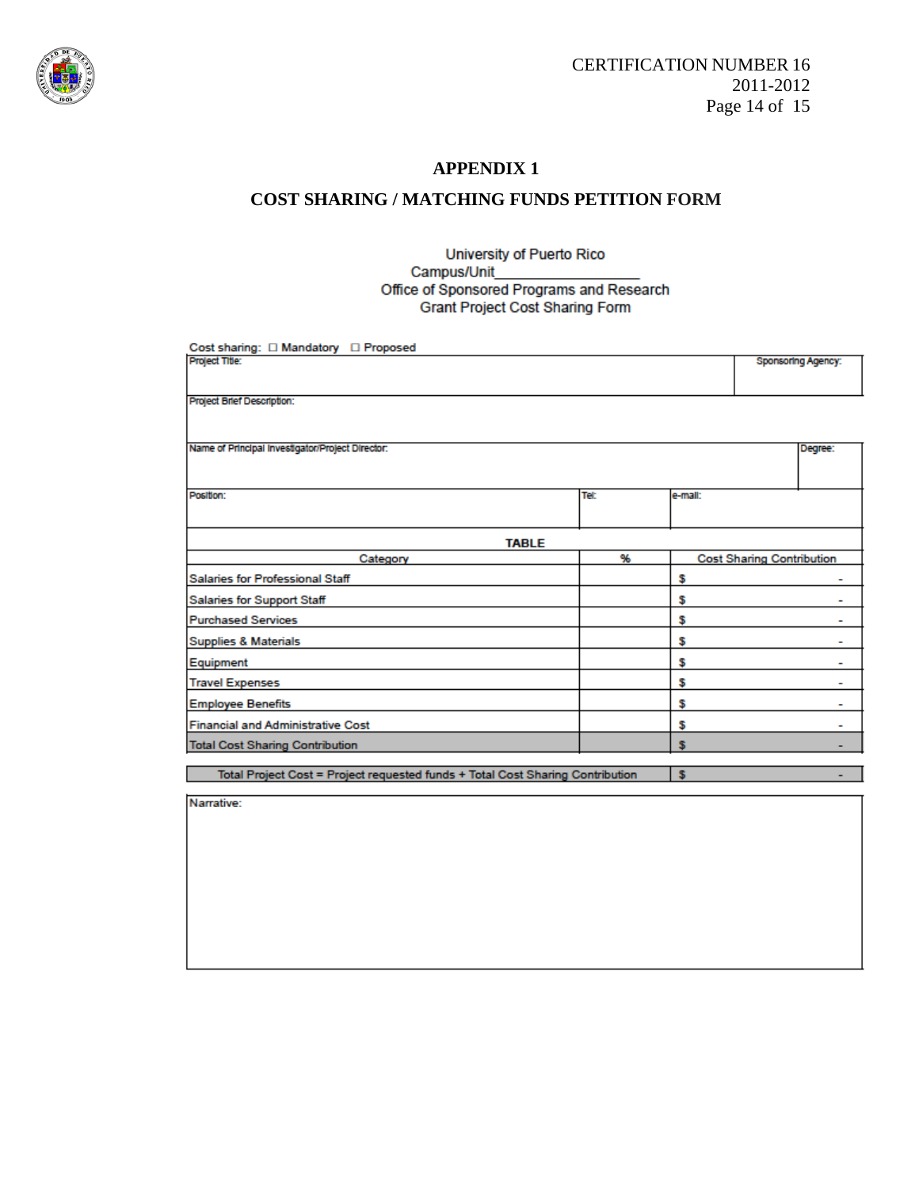## APPENDIX 1

## COST SHARING / MATCHING FUNDS PETITION FORM

University of Puerto Rico
Campus/Unit__________________
Office of Sponsored Programs and Research
Grant Project Cost Sharing Form

Cost sharing: ☐ Mandatory ☐ Proposed

| Project Title: | | | Sponsoring Agency: |
|---|---|---|---|
| Project Brief Description: | | | |
| Name of Principal Investigator/Project Director: | | | Degree: |
| Position: | Tel: | e-mail: | |

**TABLE**

| Category | % | Cost Sharing Contribution |
|---|---|---|
| Salaries for Professional Staff | | $ - |
| Salaries for Support Staff | | $ - |
| Purchased Services | | $ - |
| Supplies & Materials | | $ - |
| Equipment | | $ - |
| Travel Expenses | | $ - |
| Employee Benefits | | $ - |
| Financial and Administrative Cost | | $ - |
| Total Cost Sharing Contribution | | $ - |

| Total Project Cost = Project requested funds + Total Cost Sharing Contribution | $ - |
|---|---|

Narrative: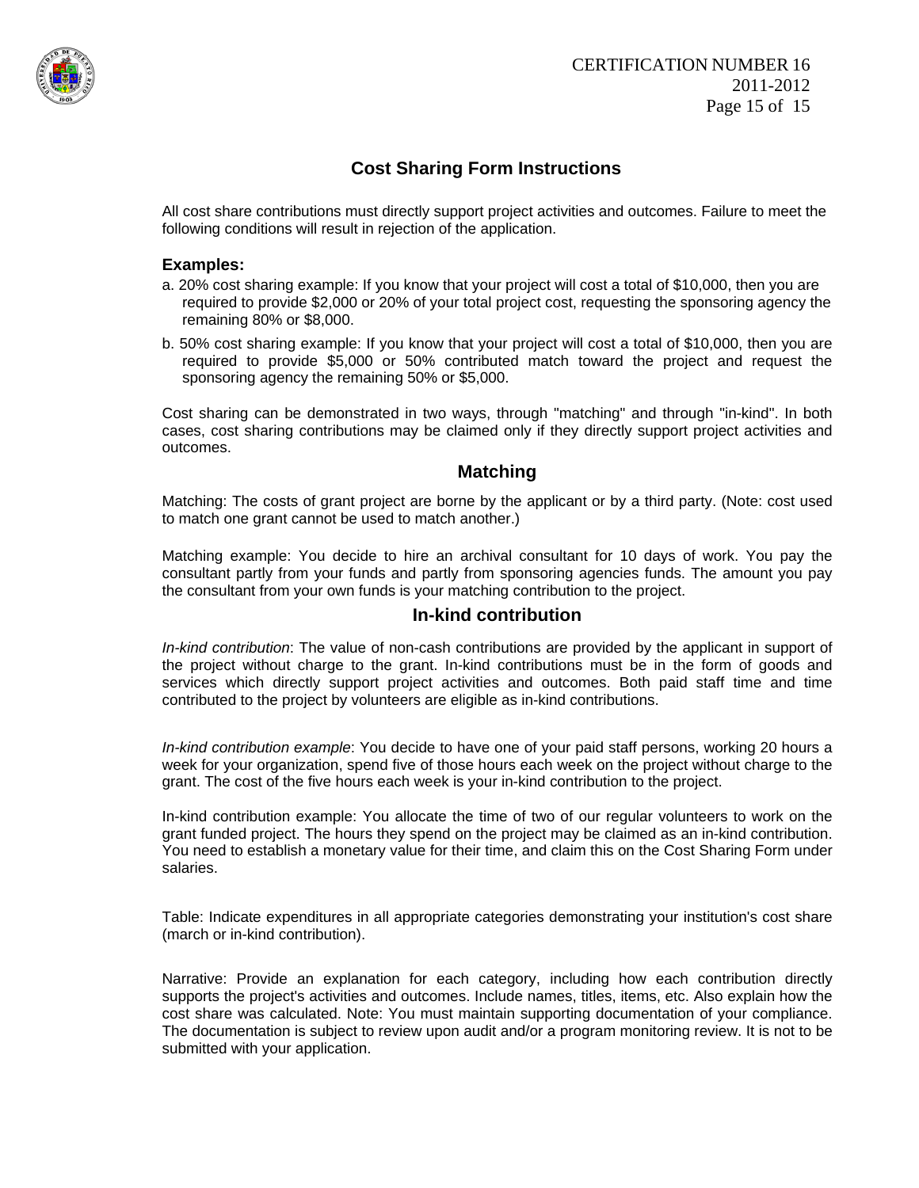## Cost Sharing Form Instructions

All cost share contributions must directly support project activities and outcomes. Failure to meet the following conditions will result in rejection of the application.

### Examples:

a. 20% cost sharing example: If you know that your project will cost a total of $10,000, then you are required to provide $2,000 or 20% of your total project cost, requesting the sponsoring agency the remaining 80% or $8,000.

b. 50% cost sharing example: If you know that your project will cost a total of $10,000, then you are required to provide $5,000 or 50% contributed match toward the project and request the sponsoring agency the remaining 50% or $5,000.

Cost sharing can be demonstrated in two ways, through "matching" and through "in-kind". In both cases, cost sharing contributions may be claimed only if they directly support project activities and outcomes.

### Matching

Matching: The costs of grant project are borne by the applicant or by a third party. (Note: cost used to match one grant cannot be used to match another.)

Matching example: You decide to hire an archival consultant for 10 days of work. You pay the consultant partly from your funds and partly from sponsoring agencies funds. The amount you pay the consultant from your own funds is your matching contribution to the project.

### In-kind contribution

*In-kind contribution*: The value of non-cash contributions are provided by the applicant in support of the project without charge to the grant. In-kind contributions must be in the form of goods and services which directly support project activities and outcomes. Both paid staff time and time contributed to the project by volunteers are eligible as in-kind contributions.

*In-kind contribution example*: You decide to have one of your paid staff persons, working 20 hours a week for your organization, spend five of those hours each week on the project without charge to the grant. The cost of the five hours each week is your in-kind contribution to the project.

In-kind contribution example: You allocate the time of two of our regular volunteers to work on the grant funded project. The hours they spend on the project may be claimed as an in-kind contribution. You need to establish a monetary value for their time, and claim this on the Cost Sharing Form under salaries.

Table: Indicate expenditures in all appropriate categories demonstrating your institution's cost share (march or in-kind contribution).

Narrative: Provide an explanation for each category, including how each contribution directly supports the project's activities and outcomes. Include names, titles, items, etc. Also explain how the cost share was calculated. Note: You must maintain supporting documentation of your compliance. The documentation is subject to review upon audit and/or a program monitoring review. It is not to be submitted with your application.